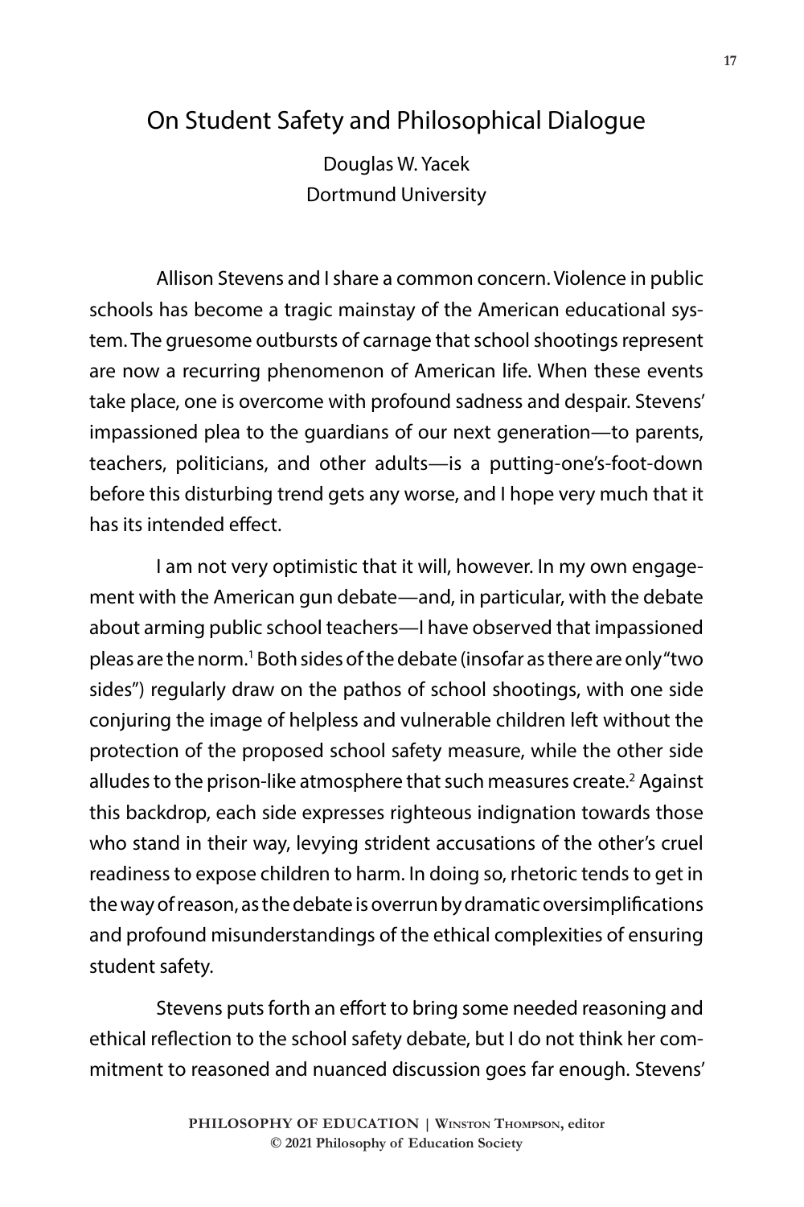# On Student Safety and Philosophical Dialogue

Douglas W. Yacek
Dortmund University

Allison Stevens and I share a common concern. Violence in public schools has become a tragic mainstay of the American educational system. The gruesome outbursts of carnage that school shootings represent are now a recurring phenomenon of American life. When these events take place, one is overcome with profound sadness and despair. Stevens' impassioned plea to the guardians of our next generation—to parents, teachers, politicians, and other adults—is a putting-one's-foot-down before this disturbing trend gets any worse, and I hope very much that it has its intended effect.

I am not very optimistic that it will, however. In my own engagement with the American gun debate—and, in particular, with the debate about arming public school teachers—I have observed that impassioned pleas are the norm.[1] Both sides of the debate (insofar as there are only "two sides") regularly draw on the pathos of school shootings, with one side conjuring the image of helpless and vulnerable children left without the protection of the proposed school safety measure, while the other side alludes to the prison-like atmosphere that such measures create.[2] Against this backdrop, each side expresses righteous indignation towards those who stand in their way, levying strident accusations of the other's cruel readiness to expose children to harm. In doing so, rhetoric tends to get in the way of reason, as the debate is overrun by dramatic oversimplifications and profound misunderstandings of the ethical complexities of ensuring student safety.

Stevens puts forth an effort to bring some needed reasoning and ethical reflection to the school safety debate, but I do not think her commitment to reasoned and nuanced discussion goes far enough. Stevens'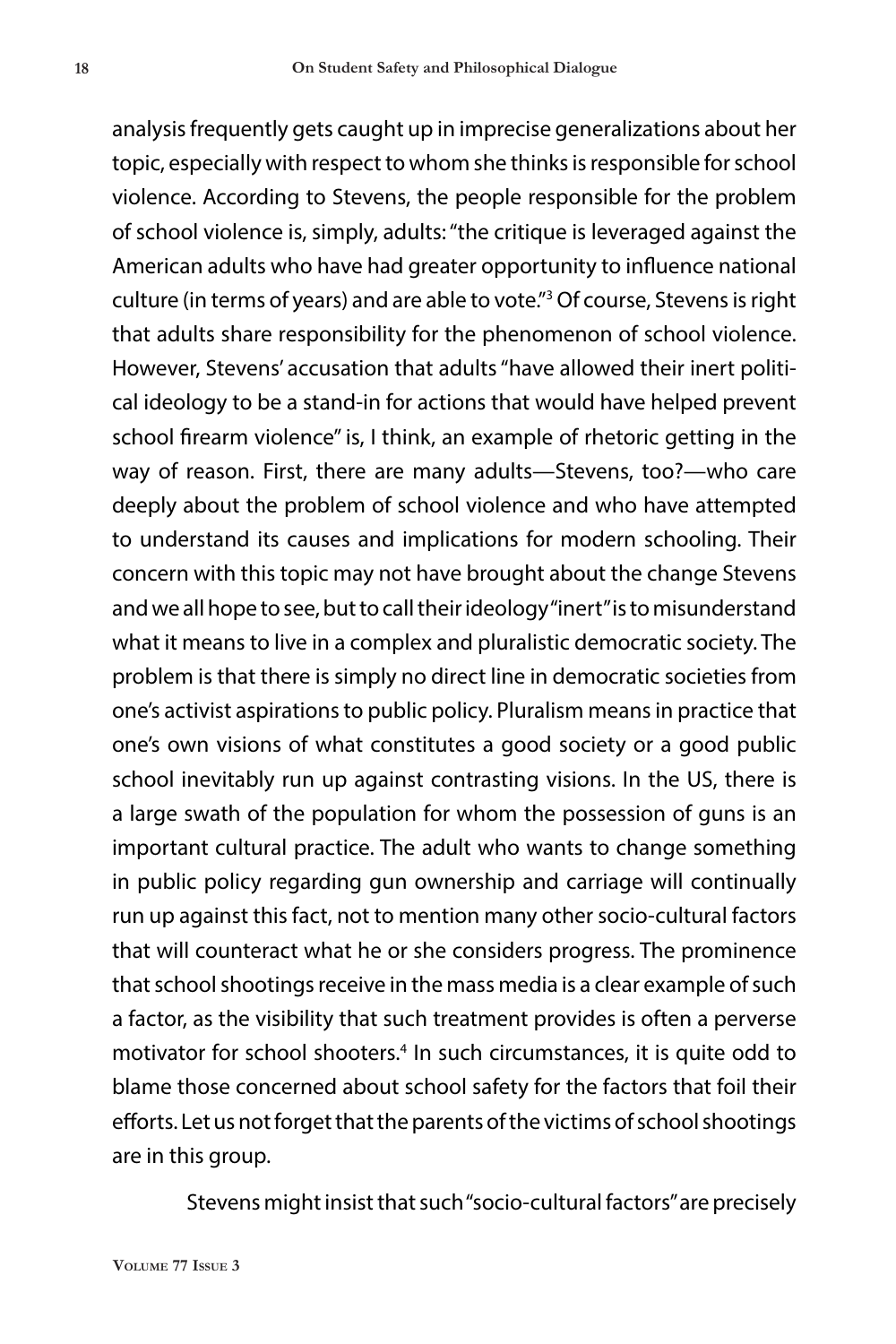analysis frequently gets caught up in imprecise generalizations about her topic, especially with respect to whom she thinks is responsible for school violence. According to Stevens, the people responsible for the problem of school violence is, simply, adults: "the critique is leveraged against the American adults who have had greater opportunity to influence national culture (in terms of years) and are able to vote."[3] Of course, Stevens is right that adults share responsibility for the phenomenon of school violence. However, Stevens' accusation that adults "have allowed their inert political ideology to be a stand-in for actions that would have helped prevent school firearm violence" is, I think, an example of rhetoric getting in the way of reason. First, there are many adults—Stevens, too?—who care deeply about the problem of school violence and who have attempted to understand its causes and implications for modern schooling. Their concern with this topic may not have brought about the change Stevens and we all hope to see, but to call their ideology "inert" is to misunderstand what it means to live in a complex and pluralistic democratic society. The problem is that there is simply no direct line in democratic societies from one's activist aspirations to public policy. Pluralism means in practice that one's own visions of what constitutes a good society or a good public school inevitably run up against contrasting visions. In the US, there is a large swath of the population for whom the possession of guns is an important cultural practice. The adult who wants to change something in public policy regarding gun ownership and carriage will continually run up against this fact, not to mention many other socio-cultural factors that will counteract what he or she considers progress. The prominence that school shootings receive in the mass media is a clear example of such a factor, as the visibility that such treatment provides is often a perverse motivator for school shooters.[4] In such circumstances, it is quite odd to blame those concerned about school safety for the factors that foil their efforts. Let us not forget that the parents of the victims of school shootings are in this group.

Stevens might insist that such "socio-cultural factors" are precisely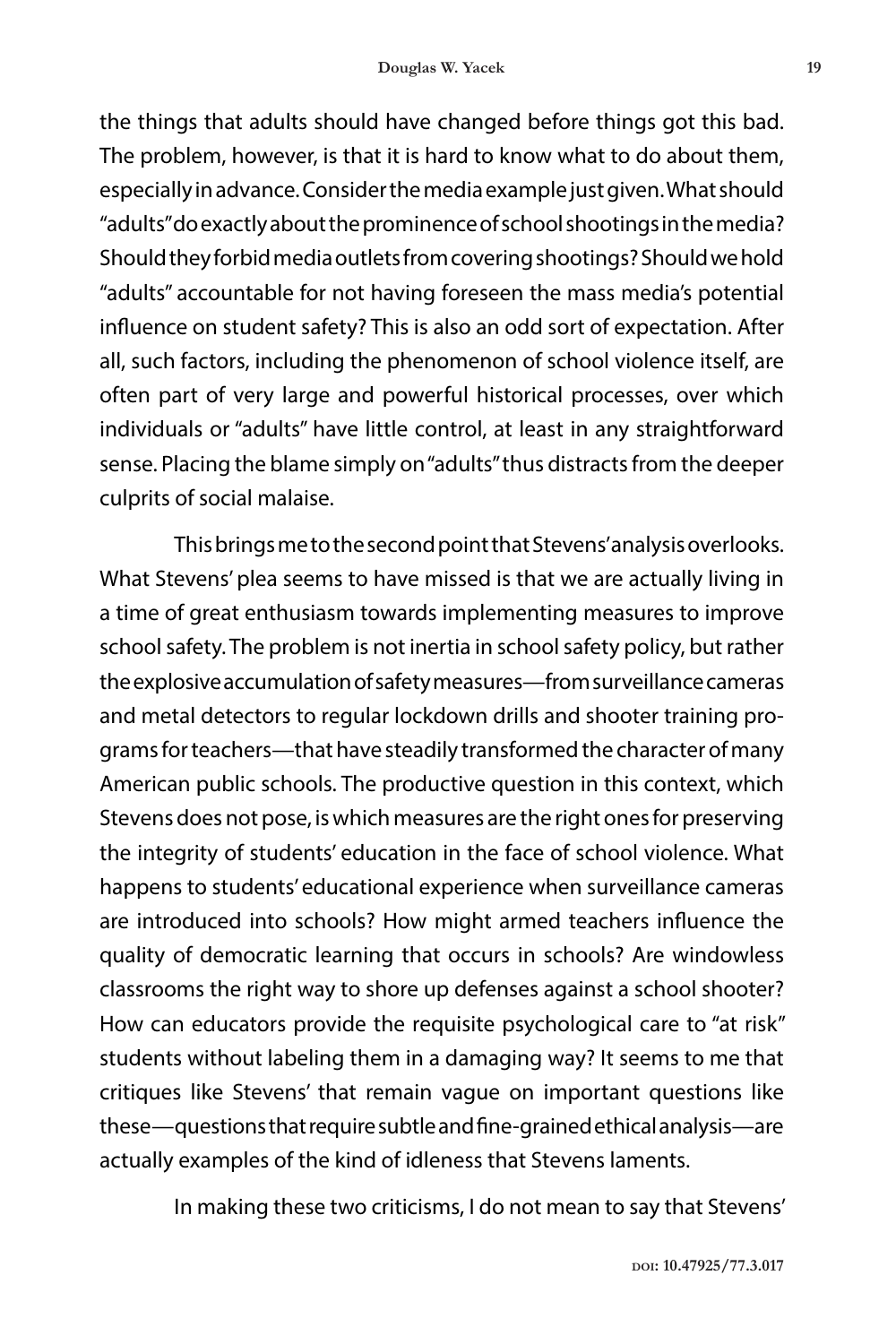the things that adults should have changed before things got this bad. The problem, however, is that it is hard to know what to do about them, especially in advance. Consider the media example just given. What should "adults" do exactly about the prominence of school shootings in the media? Should they forbid media outlets from covering shootings? Should we hold "adults" accountable for not having foreseen the mass media's potential influence on student safety? This is also an odd sort of expectation. After all, such factors, including the phenomenon of school violence itself, are often part of very large and powerful historical processes, over which individuals or "adults" have little control, at least in any straightforward sense. Placing the blame simply on "adults" thus distracts from the deeper culprits of social malaise.

This brings me to the second point that Stevens' analysis overlooks. What Stevens' plea seems to have missed is that we are actually living in a time of great enthusiasm towards implementing measures to improve school safety. The problem is not inertia in school safety policy, but rather the explosive accumulation of safety measures—from surveillance cameras and metal detectors to regular lockdown drills and shooter training programs for teachers—that have steadily transformed the character of many American public schools. The productive question in this context, which Stevens does not pose, is which measures are the right ones for preserving the integrity of students' education in the face of school violence. What happens to students' educational experience when surveillance cameras are introduced into schools? How might armed teachers influence the quality of democratic learning that occurs in schools? Are windowless classrooms the right way to shore up defenses against a school shooter? How can educators provide the requisite psychological care to "at risk" students without labeling them in a damaging way? It seems to me that critiques like Stevens' that remain vague on important questions like these—questions that require subtle and fine-grained ethical analysis—are actually examples of the kind of idleness that Stevens laments.

In making these two criticisms, I do not mean to say that Stevens'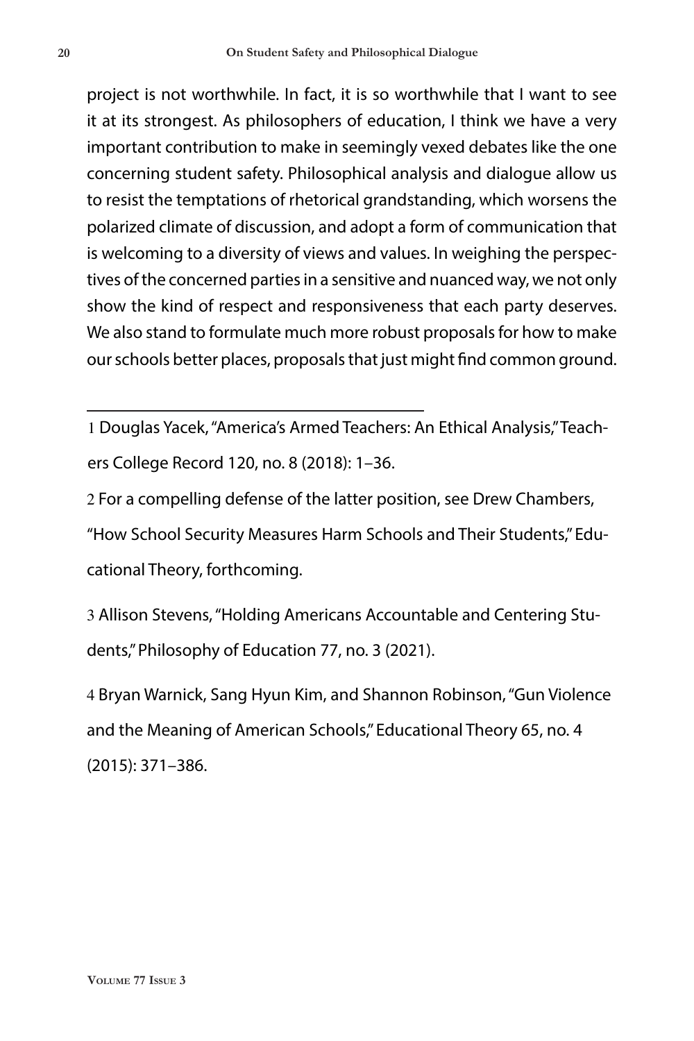project is not worthwhile. In fact, it is so worthwhile that I want to see it at its strongest. As philosophers of education, I think we have a very important contribution to make in seemingly vexed debates like the one concerning student safety. Philosophical analysis and dialogue allow us to resist the temptations of rhetorical grandstanding, which worsens the polarized climate of discussion, and adopt a form of communication that is welcoming to a diversity of views and values. In weighing the perspectives of the concerned parties in a sensitive and nuanced way, we not only show the kind of respect and responsiveness that each party deserves. We also stand to formulate much more robust proposals for how to make our schools better places, proposals that just might find common ground.

---

1 Douglas Yacek, "America's Armed Teachers: An Ethical Analysis," Teachers College Record 120, no. 8 (2018): 1–36.

2 For a compelling defense of the latter position, see Drew Chambers, "How School Security Measures Harm Schools and Their Students," Educational Theory, forthcoming.

3 Allison Stevens, "Holding Americans Accountable and Centering Students," Philosophy of Education 77, no. 3 (2021).

4 Bryan Warnick, Sang Hyun Kim, and Shannon Robinson, "Gun Violence and the Meaning of American Schools," Educational Theory 65, no. 4 (2015): 371–386.